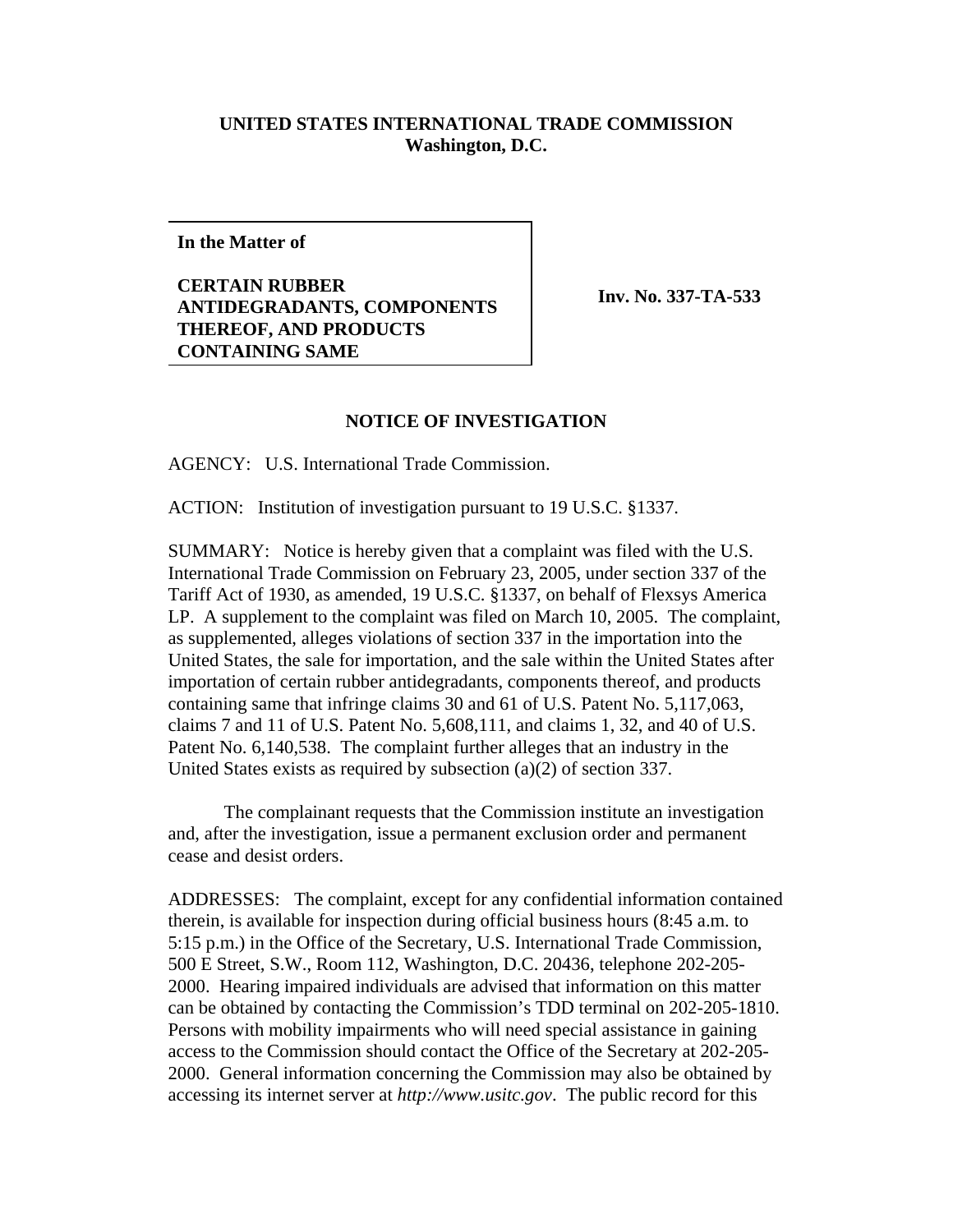**UNITED STATES INTERNATIONAL TRADE COMMISSION**
**Washington, D.C.**

| **In the Matter of**<br><br>**CERTAIN RUBBER ANTIDEGRADANTS, COMPONENTS THEREOF, AND PRODUCTS CONTAINING SAME** | **Inv. No. 337-TA-533** |
|---|---|

## NOTICE OF INVESTIGATION

AGENCY: U.S. International Trade Commission.

ACTION: Institution of investigation pursuant to 19 U.S.C. §1337.

SUMMARY: Notice is hereby given that a complaint was filed with the U.S. International Trade Commission on February 23, 2005, under section 337 of the Tariff Act of 1930, as amended, 19 U.S.C. §1337, on behalf of Flexsys America LP. A supplement to the complaint was filed on March 10, 2005. The complaint, as supplemented, alleges violations of section 337 in the importation into the United States, the sale for importation, and the sale within the United States after importation of certain rubber antidegradants, components thereof, and products containing same that infringe claims 30 and 61 of U.S. Patent No. 5,117,063, claims 7 and 11 of U.S. Patent No. 5,608,111, and claims 1, 32, and 40 of U.S. Patent No. 6,140,538. The complaint further alleges that an industry in the United States exists as required by subsection (a)(2) of section 337.

The complainant requests that the Commission institute an investigation and, after the investigation, issue a permanent exclusion order and permanent cease and desist orders.

ADDRESSES: The complaint, except for any confidential information contained therein, is available for inspection during official business hours (8:45 a.m. to 5:15 p.m.) in the Office of the Secretary, U.S. International Trade Commission, 500 E Street, S.W., Room 112, Washington, D.C. 20436, telephone 202-205-2000. Hearing impaired individuals are advised that information on this matter can be obtained by contacting the Commission's TDD terminal on 202-205-1810. Persons with mobility impairments who will need special assistance in gaining access to the Commission should contact the Office of the Secretary at 202-205-2000. General information concerning the Commission may also be obtained by accessing its internet server at *http://www.usitc.gov*. The public record for this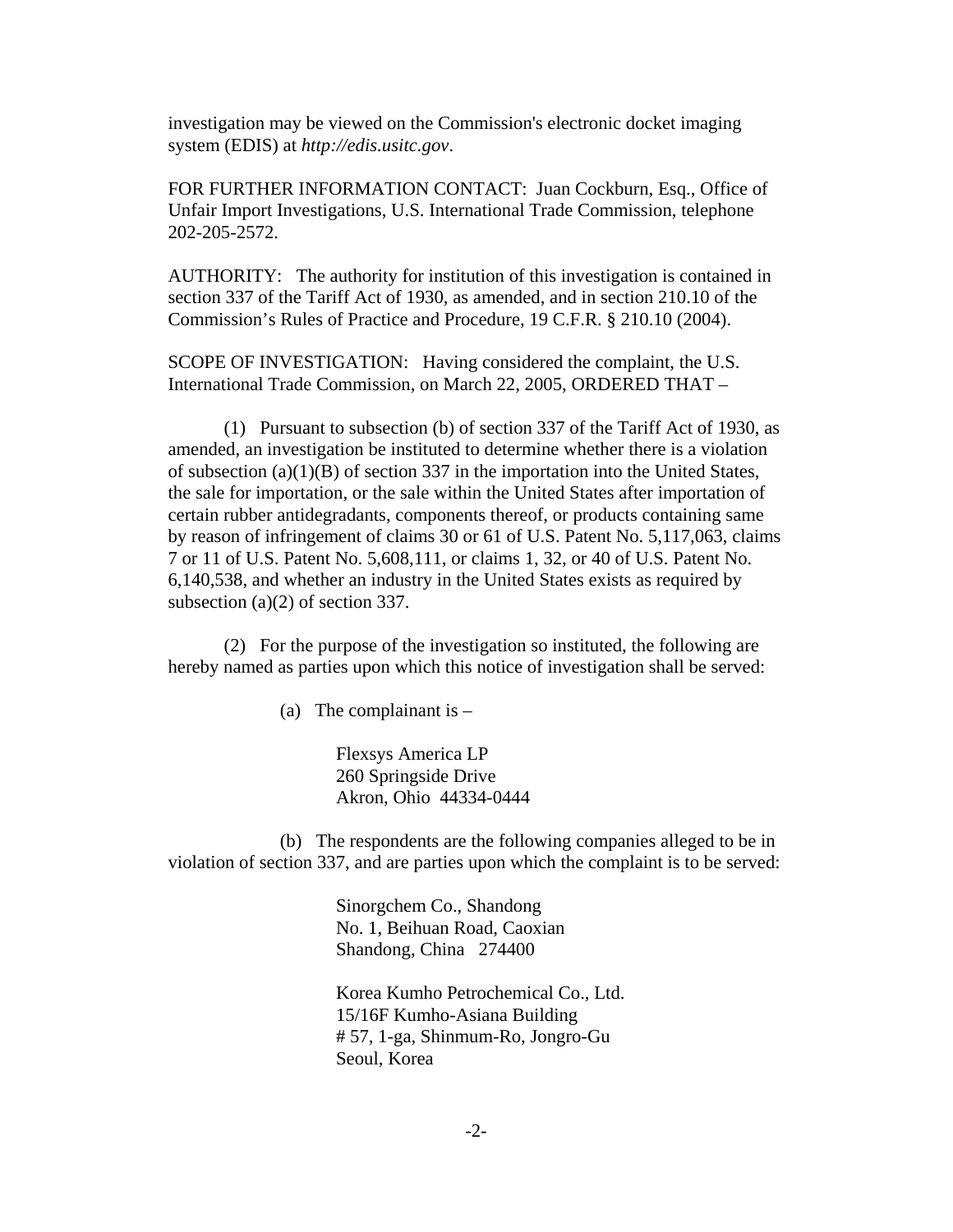investigation may be viewed on the Commission's electronic docket imaging system (EDIS) at *http://edis.usitc.gov*.

FOR FURTHER INFORMATION CONTACT: Juan Cockburn, Esq., Office of Unfair Import Investigations, U.S. International Trade Commission, telephone 202-205-2572.

AUTHORITY: The authority for institution of this investigation is contained in section 337 of the Tariff Act of 1930, as amended, and in section 210.10 of the Commission's Rules of Practice and Procedure, 19 C.F.R. § 210.10 (2004).

SCOPE OF INVESTIGATION: Having considered the complaint, the U.S. International Trade Commission, on March 22, 2005, ORDERED THAT –

(1) Pursuant to subsection (b) of section 337 of the Tariff Act of 1930, as amended, an investigation be instituted to determine whether there is a violation of subsection (a)(1)(B) of section 337 in the importation into the United States, the sale for importation, or the sale within the United States after importation of certain rubber antidegradants, components thereof, or products containing same by reason of infringement of claims 30 or 61 of U.S. Patent No. 5,117,063, claims 7 or 11 of U.S. Patent No. 5,608,111, or claims 1, 32, or 40 of U.S. Patent No. 6,140,538, and whether an industry in the United States exists as required by subsection (a)(2) of section 337.

(2) For the purpose of the investigation so instituted, the following are hereby named as parties upon which this notice of investigation shall be served:

(a) The complainant is –

Flexsys America LP
260 Springside Drive
Akron, Ohio 44334-0444

(b) The respondents are the following companies alleged to be in violation of section 337, and are parties upon which the complaint is to be served:

Sinorgchem Co., Shandong
No. 1, Beihuan Road, Caoxian
Shandong, China 274400

Korea Kumho Petrochemical Co., Ltd.
15/16F Kumho-Asiana Building
# 57, 1-ga, Shinmum-Ro, Jongro-Gu
Seoul, Korea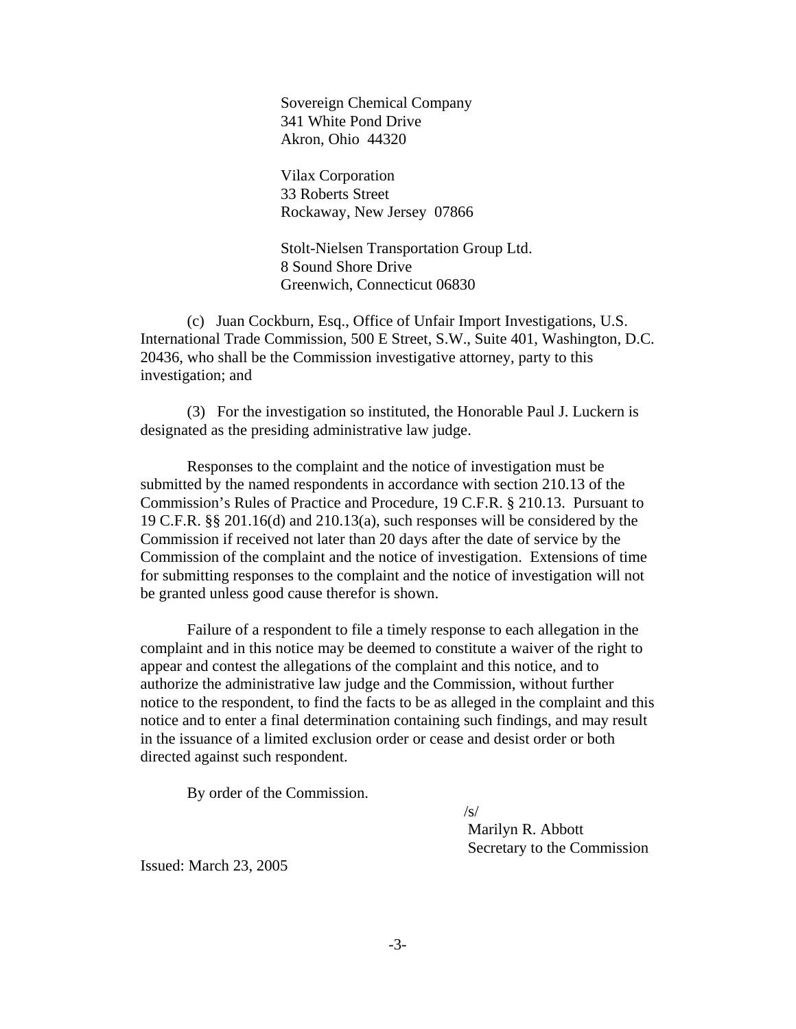Sovereign Chemical Company
341 White Pond Drive
Akron, Ohio 44320

Vilax Corporation
33 Roberts Street
Rockaway, New Jersey 07866

Stolt-Nielsen Transportation Group Ltd.
8 Sound Shore Drive
Greenwich, Connecticut 06830

(c) Juan Cockburn, Esq., Office of Unfair Import Investigations, U.S. International Trade Commission, 500 E Street, S.W., Suite 401, Washington, D.C. 20436, who shall be the Commission investigative attorney, party to this investigation; and

(3) For the investigation so instituted, the Honorable Paul J. Luckern is designated as the presiding administrative law judge.

Responses to the complaint and the notice of investigation must be submitted by the named respondents in accordance with section 210.13 of the Commission's Rules of Practice and Procedure, 19 C.F.R. § 210.13. Pursuant to 19 C.F.R. §§ 201.16(d) and 210.13(a), such responses will be considered by the Commission if received not later than 20 days after the date of service by the Commission of the complaint and the notice of investigation. Extensions of time for submitting responses to the complaint and the notice of investigation will not be granted unless good cause therefor is shown.

Failure of a respondent to file a timely response to each allegation in the complaint and in this notice may be deemed to constitute a waiver of the right to appear and contest the allegations of the complaint and this notice, and to authorize the administrative law judge and the Commission, without further notice to the respondent, to find the facts to be as alleged in the complaint and this notice and to enter a final determination containing such findings, and may result in the issuance of a limited exclusion order or cease and desist order or both directed against such respondent.

By order of the Commission.

/s/
Marilyn R. Abbott
Secretary to the Commission

Issued: March 23, 2005